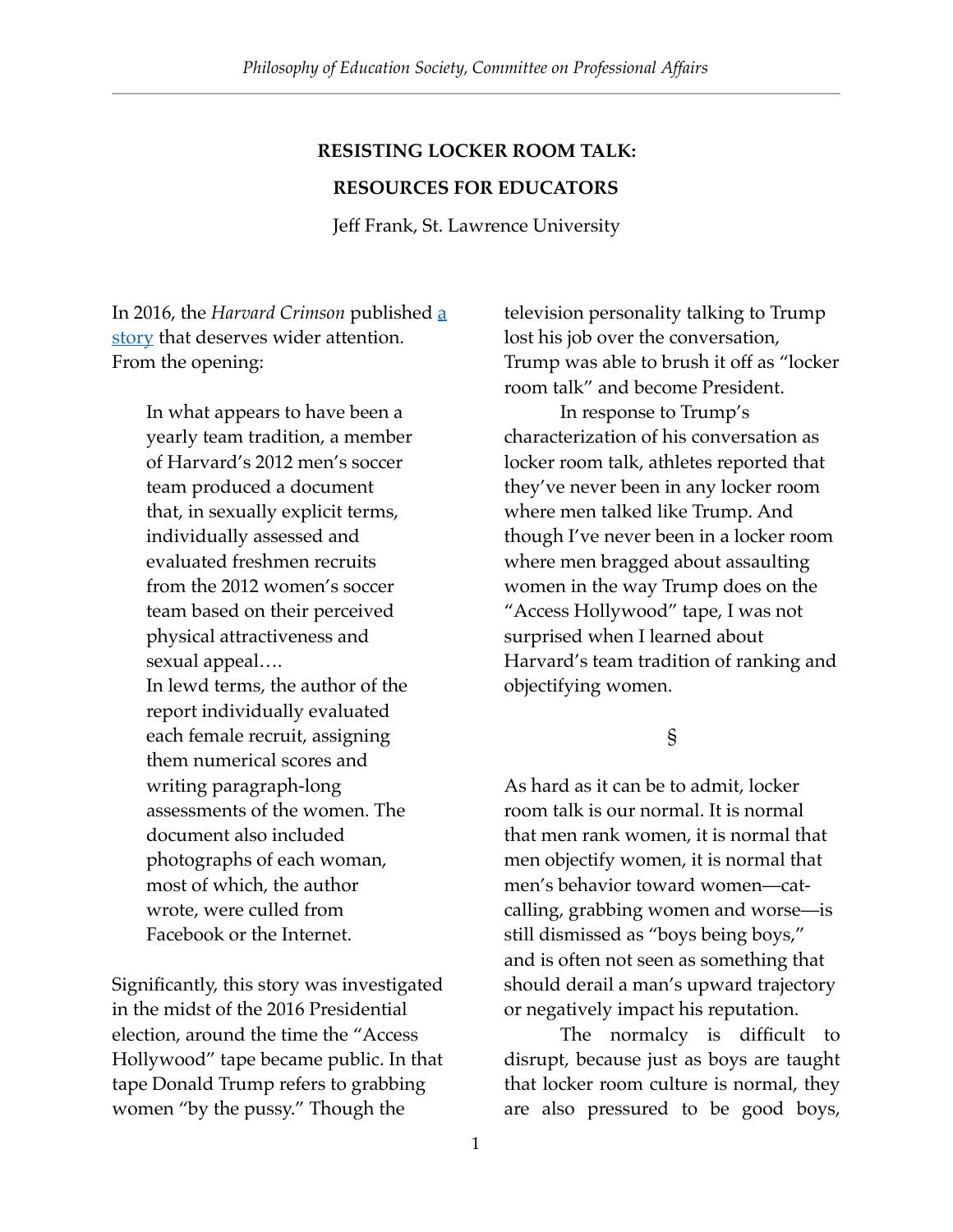# RESISTING LOCKER ROOM TALK:

# RESOURCES FOR EDUCATORS

Jeff Frank, St. Lawrence University

In 2016, the *Harvard Crimson* published a story that deserves wider attention. From the opening:

> In what appears to have been a yearly team tradition, a member of Harvard's 2012 men's soccer team produced a document that, in sexually explicit terms, individually assessed and evaluated freshmen recruits from the 2012 women's soccer team based on their perceived physical attractiveness and sexual appeal….
>
> In lewd terms, the author of the report individually evaluated each female recruit, assigning them numerical scores and writing paragraph-long assessments of the women. The document also included photographs of each woman, most of which, the author wrote, were culled from Facebook or the Internet.

Significantly, this story was investigated in the midst of the 2016 Presidential election, around the time the "Access Hollywood" tape became public. In that tape Donald Trump refers to grabbing women "by the pussy." Though the television personality talking to Trump lost his job over the conversation, Trump was able to brush it off as "locker room talk" and become President.

In response to Trump's characterization of his conversation as locker room talk, athletes reported that they've never been in any locker room where men talked like Trump. And though I've never been in a locker room where men bragged about assaulting women in the way Trump does on the "Access Hollywood" tape, I was not surprised when I learned about Harvard's team tradition of ranking and objectifying women.

§

As hard as it can be to admit, locker room talk is our normal. It is normal that men rank women, it is normal that men objectify women, it is normal that men's behavior toward women—cat-calling, grabbing women and worse—is still dismissed as "boys being boys," and is often not seen as something that should derail a man's upward trajectory or negatively impact his reputation.

The normalcy is difficult to disrupt, because just as boys are taught that locker room culture is normal, they are also pressured to be good boys,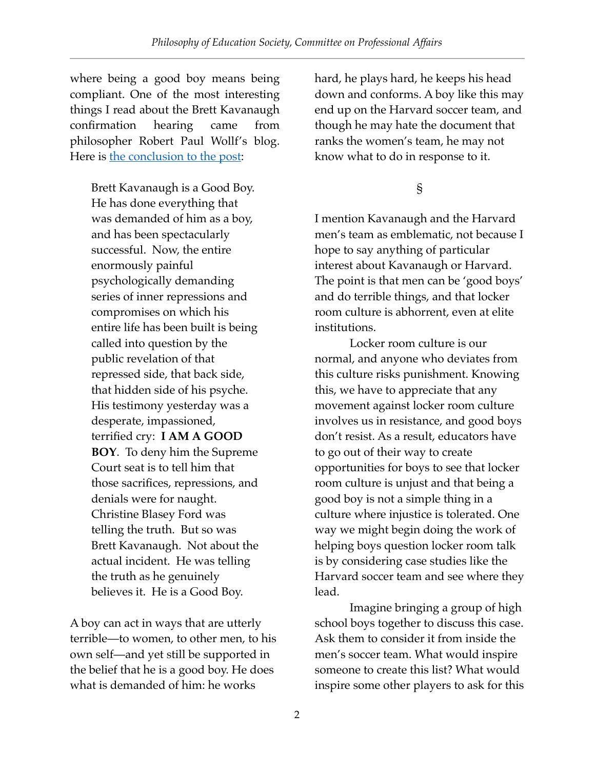where being a good boy means being compliant. One of the most interesting things I read about the Brett Kavanaugh confirmation hearing came from philosopher Robert Paul Wolff's blog. Here is the conclusion to the post:

> Brett Kavanaugh is a Good Boy. He has done everything that was demanded of him as a boy, and has been spectacularly successful. Now, the entire enormously painful psychologically demanding series of inner repressions and compromises on which his entire life has been built is being called into question by the public revelation of that repressed side, that back side, that hidden side of his psyche. His testimony yesterday was a desperate, impassioned, terrified cry: **I AM A GOOD BOY**. To deny him the Supreme Court seat is to tell him that those sacrifices, repressions, and denials were for naught. Christine Blasey Ford was telling the truth. But so was Brett Kavanaugh. Not about the actual incident. He was telling the truth as he genuinely believes it. He is a Good Boy.

A boy can act in ways that are utterly terrible—to women, to other men, to his own self—and yet still be supported in the belief that he is a good boy. He does what is demanded of him: he works hard, he plays hard, he keeps his head down and conforms. A boy like this may end up on the Harvard soccer team, and though he may hate the document that ranks the women's team, he may not know what to do in response to it.

§

I mention Kavanaugh and the Harvard men's team as emblematic, not because I hope to say anything of particular interest about Kavanaugh or Harvard. The point is that men can be 'good boys' and do terrible things, and that locker room culture is abhorrent, even at elite institutions.

Locker room culture is our normal, and anyone who deviates from this culture risks punishment. Knowing this, we have to appreciate that any movement against locker room culture involves us in resistance, and good boys don't resist. As a result, educators have to go out of their way to create opportunities for boys to see that locker room culture is unjust and that being a good boy is not a simple thing in a culture where injustice is tolerated. One way we might begin doing the work of helping boys question locker room talk is by considering case studies like the Harvard soccer team and see where they lead.

Imagine bringing a group of high school boys together to discuss this case. Ask them to consider it from inside the men's soccer team. What would inspire someone to create this list? What would inspire some other players to ask for this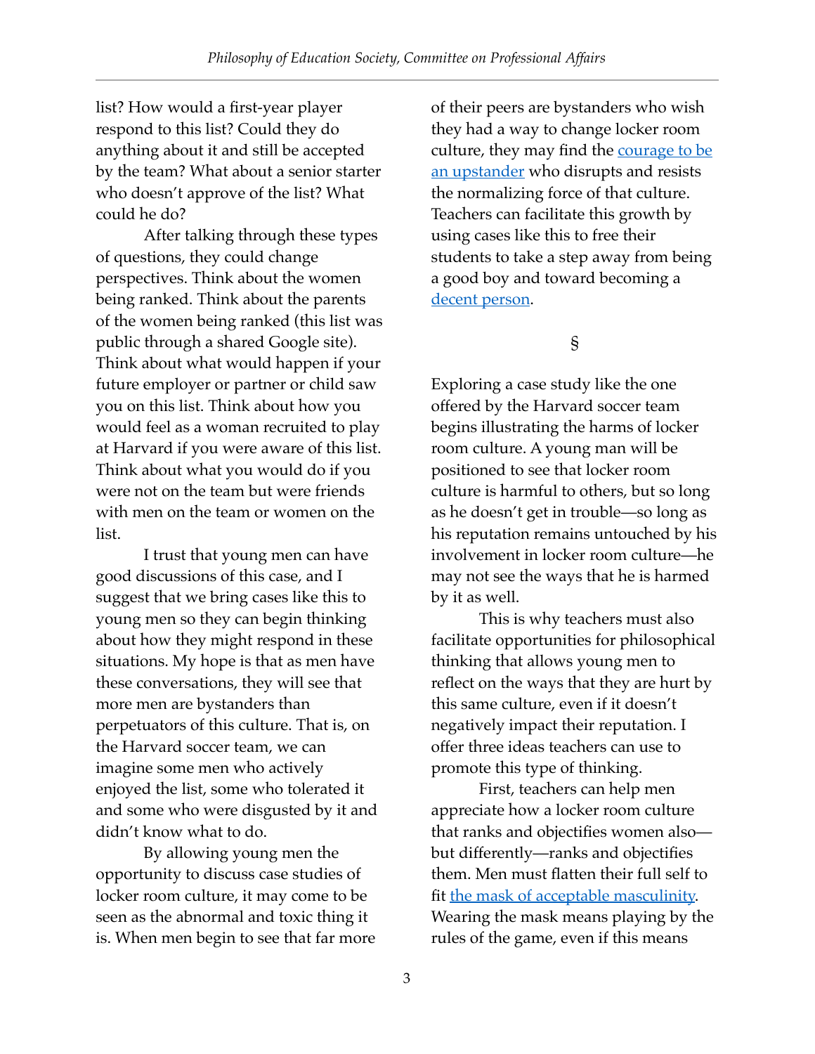list? How would a first-year player respond to this list? Could they do anything about it and still be accepted by the team? What about a senior starter who doesn't approve of the list? What could he do?

After talking through these types of questions, they could change perspectives. Think about the women being ranked. Think about the parents of the women being ranked (this list was public through a shared Google site). Think about what would happen if your future employer or partner or child saw you on this list. Think about how you would feel as a woman recruited to play at Harvard if you were aware of this list. Think about what you would do if you were not on the team but were friends with men on the team or women on the list.

I trust that young men can have good discussions of this case, and I suggest that we bring cases like this to young men so they can begin thinking about how they might respond in these situations. My hope is that as men have these conversations, they will see that more men are bystanders than perpetuators of this culture. That is, on the Harvard soccer team, we can imagine some men who actively enjoyed the list, some who tolerated it and some who were disgusted by it and didn't know what to do.

By allowing young men the opportunity to discuss case studies of locker room culture, it may come to be seen as the abnormal and toxic thing it is. When men begin to see that far more of their peers are bystanders who wish they had a way to change locker room culture, they may find the [courage to be an upstander]() who disrupts and resists the normalizing force of that culture. Teachers can facilitate this growth by using cases like this to free their students to take a step away from being a good boy and toward becoming a [decent person]().

§

Exploring a case study like the one offered by the Harvard soccer team begins illustrating the harms of locker room culture. A young man will be positioned to see that locker room culture is harmful to others, but so long as he doesn't get in trouble—so long as his reputation remains untouched by his involvement in locker room culture—he may not see the ways that he is harmed by it as well.

This is why teachers must also facilitate opportunities for philosophical thinking that allows young men to reflect on the ways that they are hurt by this same culture, even if it doesn't negatively impact their reputation. I offer three ideas teachers can use to promote this type of thinking.

First, teachers can help men appreciate how a locker room culture that ranks and objectifies women also—but differently—ranks and objectifies them. Men must flatten their full self to fit [the mask of acceptable masculinity](). Wearing the mask means playing by the rules of the game, even if this means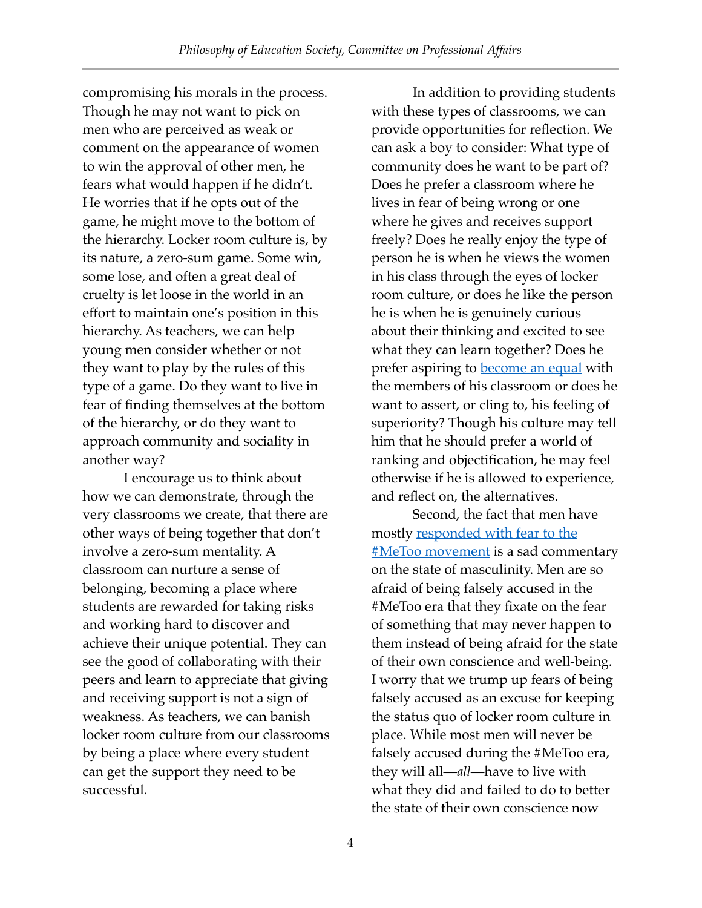compromising his morals in the process. Though he may not want to pick on men who are perceived as weak or comment on the appearance of women to win the approval of other men, he fears what would happen if he didn't. He worries that if he opts out of the game, he might move to the bottom of the hierarchy. Locker room culture is, by its nature, a zero-sum game. Some win, some lose, and often a great deal of cruelty is let loose in the world in an effort to maintain one's position in this hierarchy. As teachers, we can help young men consider whether or not they want to play by the rules of this type of a game. Do they want to live in fear of finding themselves at the bottom of the hierarchy, or do they want to approach community and sociality in another way?

I encourage us to think about how we can demonstrate, through the very classrooms we create, that there are other ways of being together that don't involve a zero-sum mentality. A classroom can nurture a sense of belonging, becoming a place where students are rewarded for taking risks and working hard to discover and achieve their unique potential. They can see the good of collaborating with their peers and learn to appreciate that giving and receiving support is not a sign of weakness. As teachers, we can banish locker room culture from our classrooms by being a place where every student can get the support they need to be successful.

In addition to providing students with these types of classrooms, we can provide opportunities for reflection. We can ask a boy to consider: What type of community does he want to be part of? Does he prefer a classroom where he lives in fear of being wrong or one where he gives and receives support freely? Does he really enjoy the type of person he is when he views the women in his class through the eyes of locker room culture, or does he like the person he is when he is genuinely curious about their thinking and excited to see what they can learn together? Does he prefer aspiring to become an equal with the members of his classroom or does he want to assert, or cling to, his feeling of superiority? Though his culture may tell him that he should prefer a world of ranking and objectification, he may feel otherwise if he is allowed to experience, and reflect on, the alternatives.

Second, the fact that men have mostly responded with fear to the #MeToo movement is a sad commentary on the state of masculinity. Men are so afraid of being falsely accused in the #MeToo era that they fixate on the fear of something that may never happen to them instead of being afraid for the state of their own conscience and well-being. I worry that we trump up fears of being falsely accused as an excuse for keeping the status quo of locker room culture in place. While most men will never be falsely accused during the #MeToo era, they will all—*all*—have to live with what they did and failed to do to better the state of their own conscience now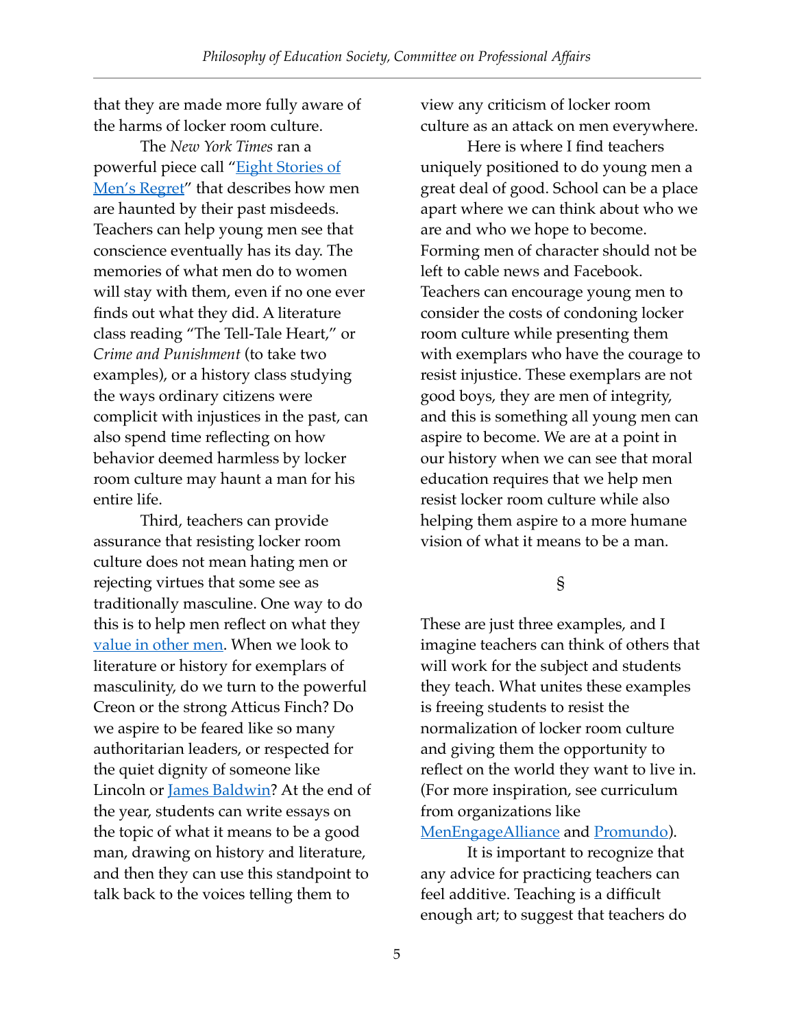that they are made more fully aware of the harms of locker room culture.

The *New York Times* ran a powerful piece call "Eight Stories of Men's Regret" that describes how men are haunted by their past misdeeds. Teachers can help young men see that conscience eventually has its day. The memories of what men do to women will stay with them, even if no one ever finds out what they did. A literature class reading "The Tell-Tale Heart," or *Crime and Punishment* (to take two examples), or a history class studying the ways ordinary citizens were complicit with injustices in the past, can also spend time reflecting on how behavior deemed harmless by locker room culture may haunt a man for his entire life.

Third, teachers can provide assurance that resisting locker room culture does not mean hating men or rejecting virtues that some see as traditionally masculine. One way to do this is to help men reflect on what they value in other men. When we look to literature or history for exemplars of masculinity, do we turn to the powerful Creon or the strong Atticus Finch? Do we aspire to be feared like so many authoritarian leaders, or respected for the quiet dignity of someone like Lincoln or James Baldwin? At the end of the year, students can write essays on the topic of what it means to be a good man, drawing on history and literature, and then they can use this standpoint to talk back to the voices telling them to view any criticism of locker room culture as an attack on men everywhere.

Here is where I find teachers uniquely positioned to do young men a great deal of good. School can be a place apart where we can think about who we are and who we hope to become. Forming men of character should not be left to cable news and Facebook. Teachers can encourage young men to consider the costs of condoning locker room culture while presenting them with exemplars who have the courage to resist injustice. These exemplars are not good boys, they are men of integrity, and this is something all young men can aspire to become. We are at a point in our history when we can see that moral education requires that we help men resist locker room culture while also helping them aspire to a more humane vision of what it means to be a man.

§

These are just three examples, and I imagine teachers can think of others that will work for the subject and students they teach. What unites these examples is freeing students to resist the normalization of locker room culture and giving them the opportunity to reflect on the world they want to live in. (For more inspiration, see curriculum from organizations like MenEngageAlliance and Promundo).

It is important to recognize that any advice for practicing teachers can feel additive. Teaching is a difficult enough art; to suggest that teachers do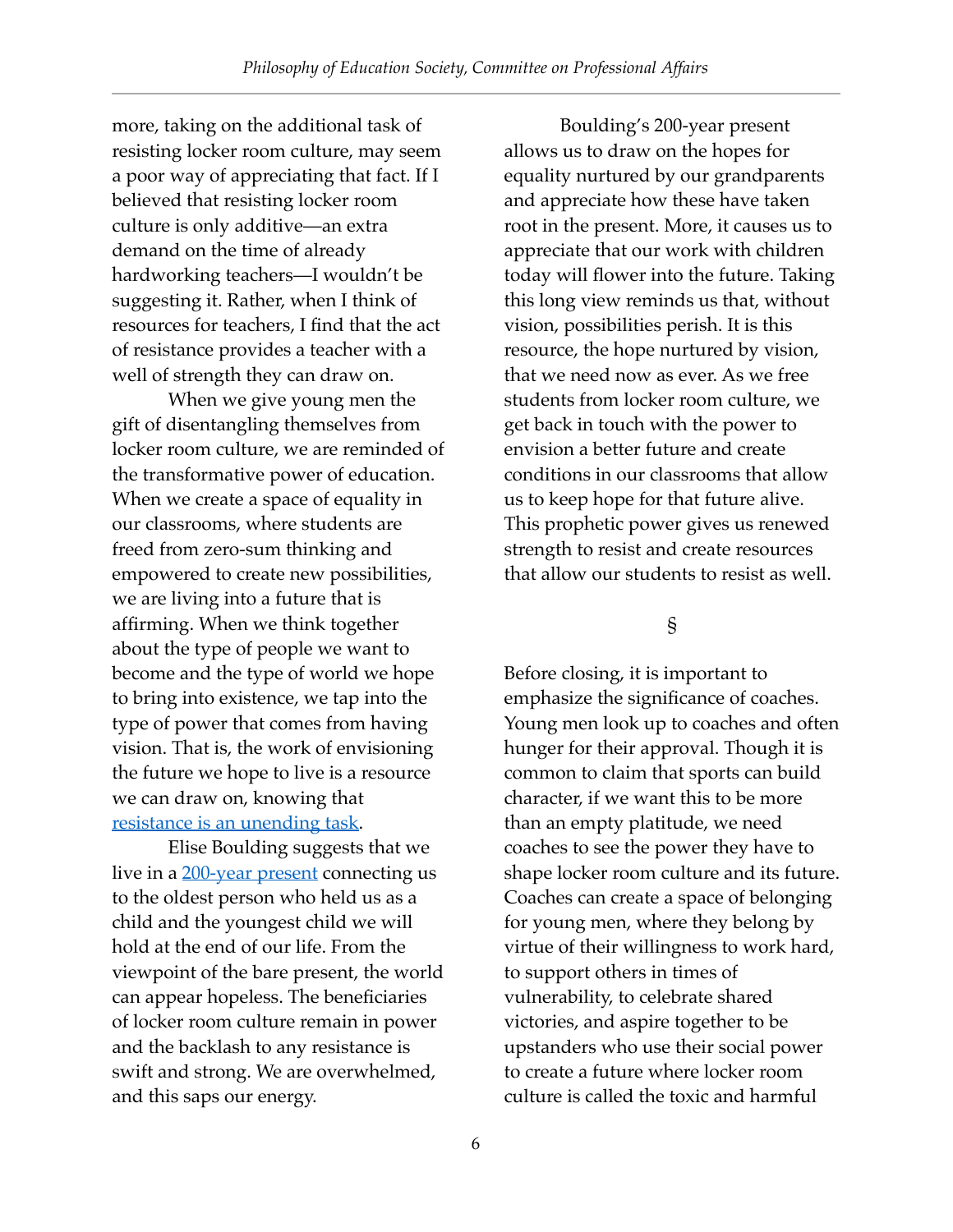more, taking on the additional task of resisting locker room culture, may seem a poor way of appreciating that fact. If I believed that resisting locker room culture is only additive—an extra demand on the time of already hardworking teachers—I wouldn't be suggesting it. Rather, when I think of resources for teachers, I find that the act of resistance provides a teacher with a well of strength they can draw on.

When we give young men the gift of disentangling themselves from locker room culture, we are reminded of the transformative power of education. When we create a space of equality in our classrooms, where students are freed from zero-sum thinking and empowered to create new possibilities, we are living into a future that is affirming. When we think together about the type of people we want to become and the type of world we hope to bring into existence, we tap into the type of power that comes from having vision. That is, the work of envisioning the future we hope to live is a resource we can draw on, knowing that resistance is an unending task.

Elise Boulding suggests that we live in a 200-year present connecting us to the oldest person who held us as a child and the youngest child we will hold at the end of our life. From the viewpoint of the bare present, the world can appear hopeless. The beneficiaries of locker room culture remain in power and the backlash to any resistance is swift and strong. We are overwhelmed, and this saps our energy.

Boulding's 200-year present allows us to draw on the hopes for equality nurtured by our grandparents and appreciate how these have taken root in the present. More, it causes us to appreciate that our work with children today will flower into the future. Taking this long view reminds us that, without vision, possibilities perish. It is this resource, the hope nurtured by vision, that we need now as ever. As we free students from locker room culture, we get back in touch with the power to envision a better future and create conditions in our classrooms that allow us to keep hope for that future alive. This prophetic power gives us renewed strength to resist and create resources that allow our students to resist as well.

§

Before closing, it is important to emphasize the significance of coaches. Young men look up to coaches and often hunger for their approval. Though it is common to claim that sports can build character, if we want this to be more than an empty platitude, we need coaches to see the power they have to shape locker room culture and its future. Coaches can create a space of belonging for young men, where they belong by virtue of their willingness to work hard, to support others in times of vulnerability, to celebrate shared victories, and aspire together to be upstanders who use their social power to create a future where locker room culture is called the toxic and harmful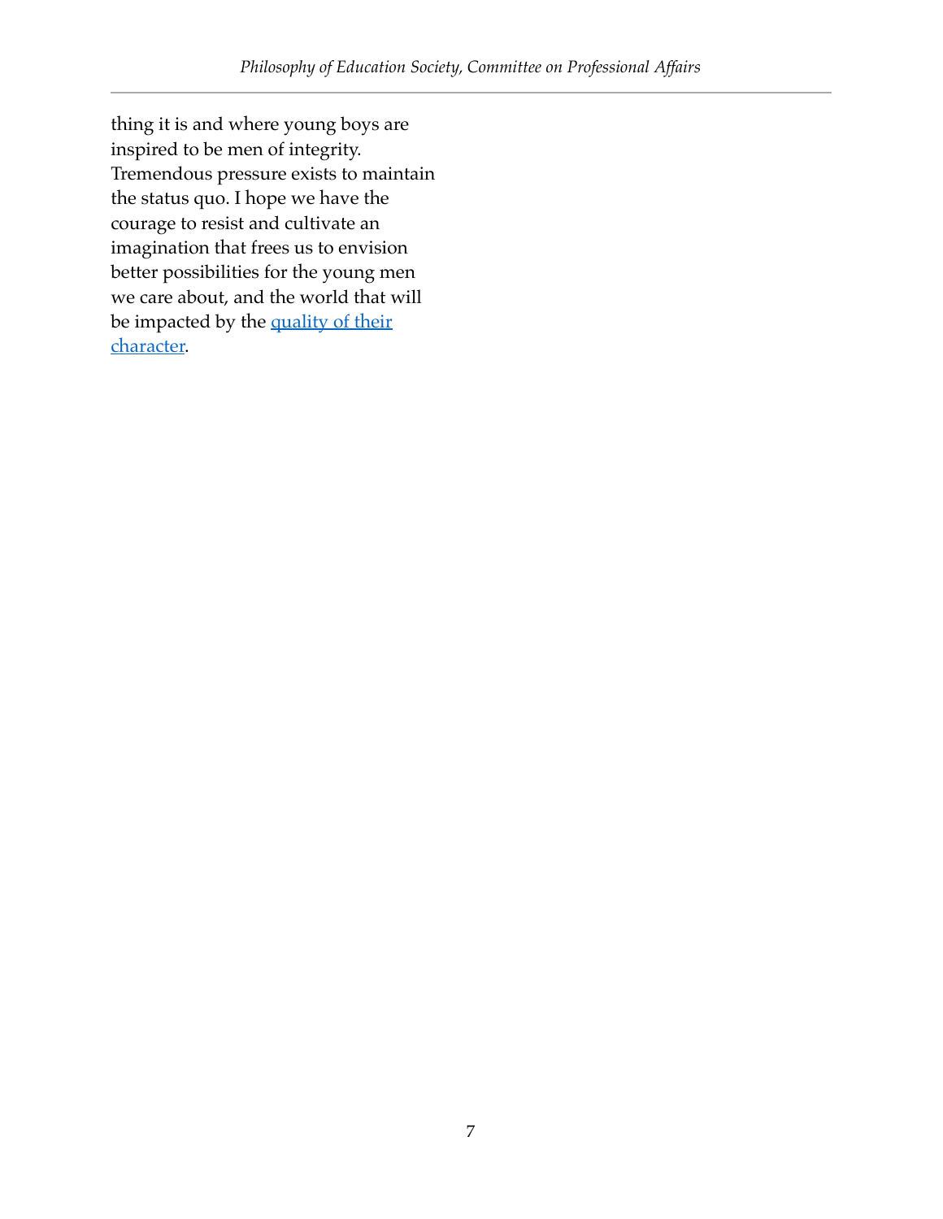thing it is and where young boys are inspired to be men of integrity. Tremendous pressure exists to maintain the status quo. I hope we have the courage to resist and cultivate an imagination that frees us to envision better possibilities for the young men we care about, and the world that will be impacted by the quality of their character.